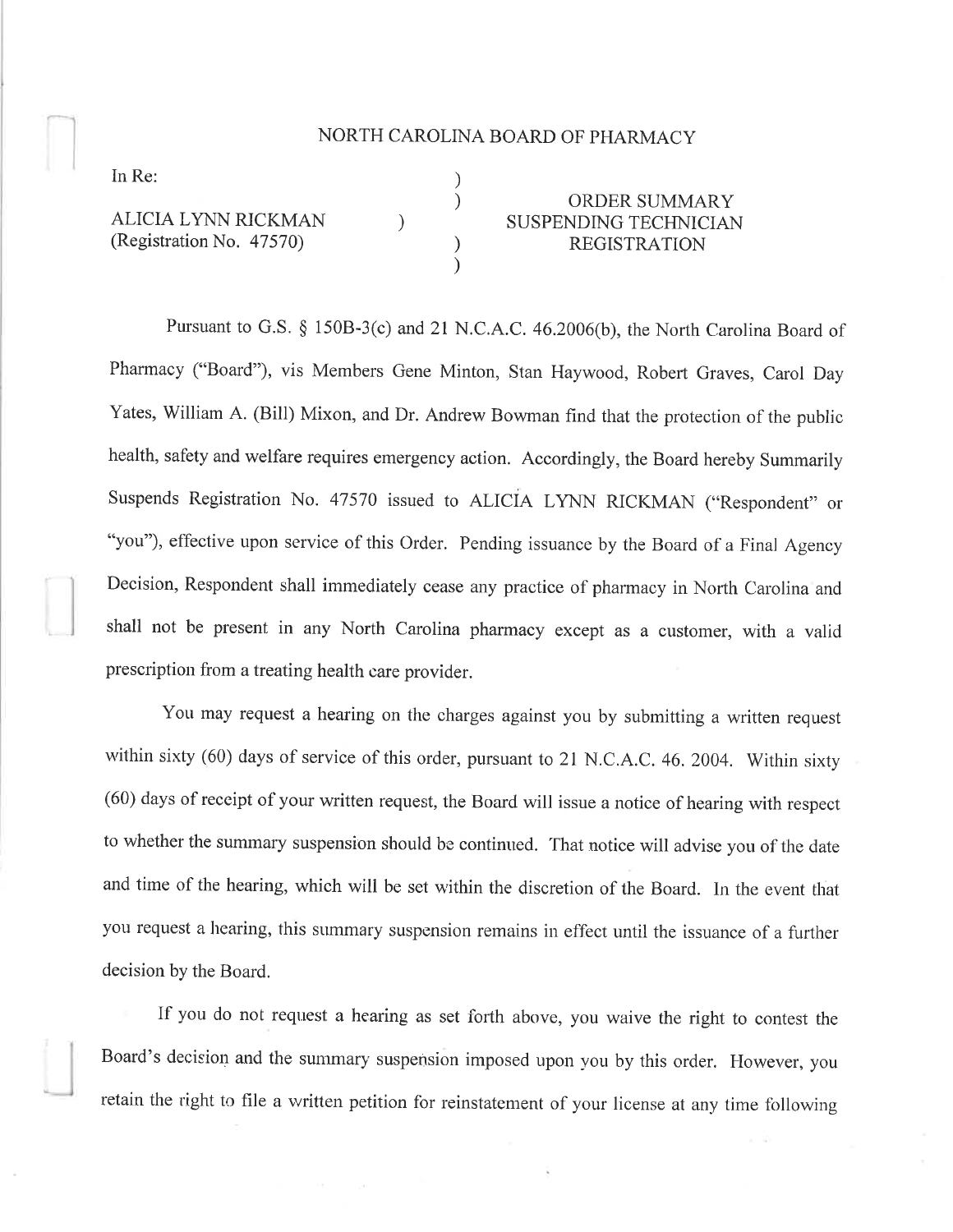# NORTH CAROLINA BOARD OF PHARMACY

In Re:

ALICIA LYNN RICKMAN
(Registration No. 47570)

**ORDER SUMMARY SUSPENDING TECHNICIAN REGISTRATION**

Pursuant to G.S. § 150B-3(c) and 21 N.C.A.C. 46.2006(b), the North Carolina Board of Pharmacy ("Board"), vis Members Gene Minton, Stan Haywood, Robert Graves, Carol Day Yates, William A. (Bill) Mixon, and Dr. Andrew Bowman find that the protection of the public health, safety and welfare requires emergency action. Accordingly, the Board hereby Summarily Suspends Registration No. 47570 issued to ALICIA LYNN RICKMAN ("Respondent" or "you"), effective upon service of this Order. Pending issuance by the Board of a Final Agency Decision, Respondent shall immediately cease any practice of pharmacy in North Carolina and shall not be present in any North Carolina pharmacy except as a customer, with a valid prescription from a treating health care provider.

You may request a hearing on the charges against you by submitting a written request within sixty (60) days of service of this order, pursuant to 21 N.C.A.C. 46. 2004. Within sixty (60) days of receipt of your written request, the Board will issue a notice of hearing with respect to whether the summary suspension should be continued. That notice will advise you of the date and time of the hearing, which will be set within the discretion of the Board. In the event that you request a hearing, this summary suspension remains in effect until the issuance of a further decision by the Board.

If you do not request a hearing as set forth above, you waive the right to contest the Board's decision and the summary suspension imposed upon you by this order. However, you retain the right to file a written petition for reinstatement of your license at any time following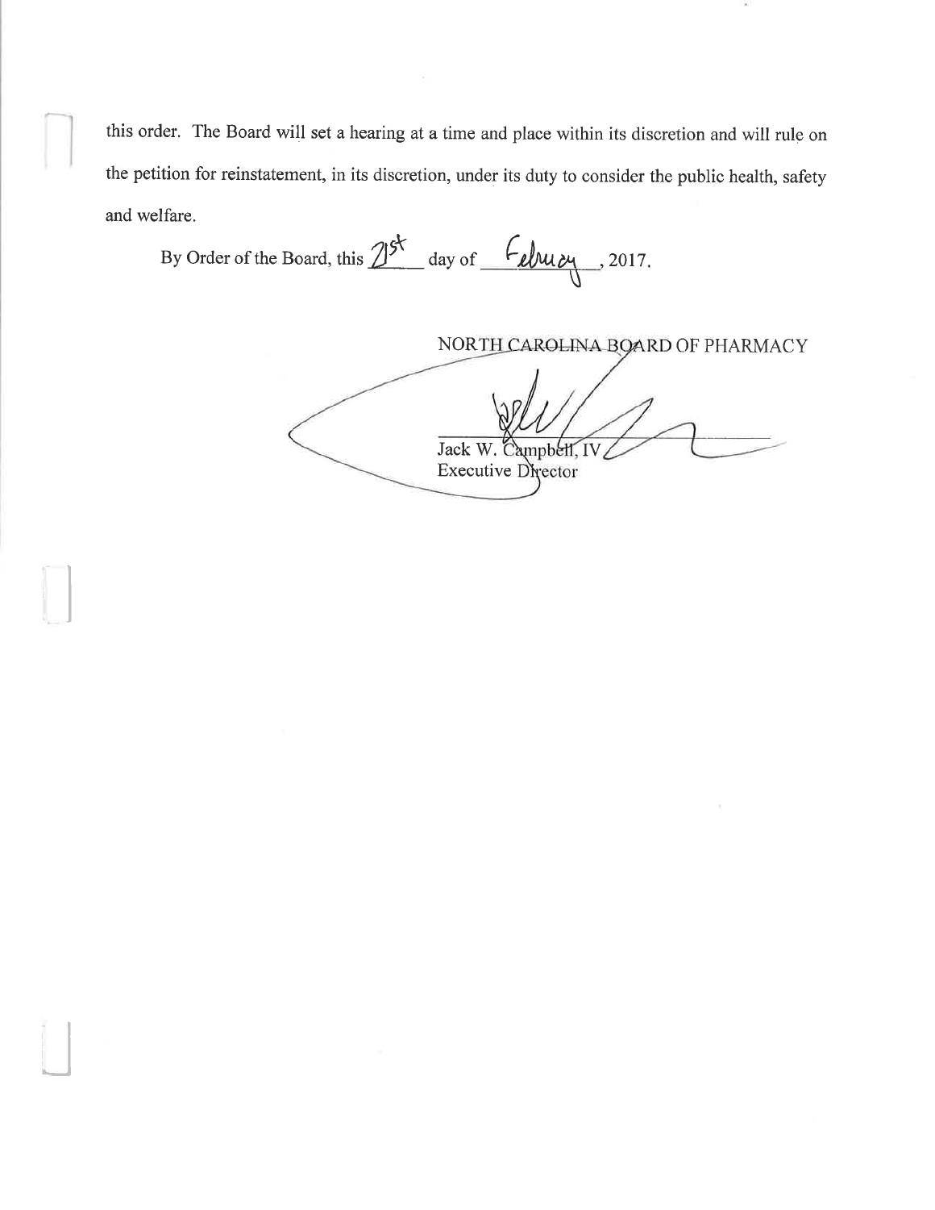this order. The Board will set a hearing at a time and place within its discretion and will rule on the petition for reinstatement, in its discretion, under its duty to consider the public health, safety and welfare.

By Order of the Board, this 21st day of February, 2017.

NORTH CAROLINA BOARD OF PHARMACY

Jack W. Campbell, IV
Executive Director